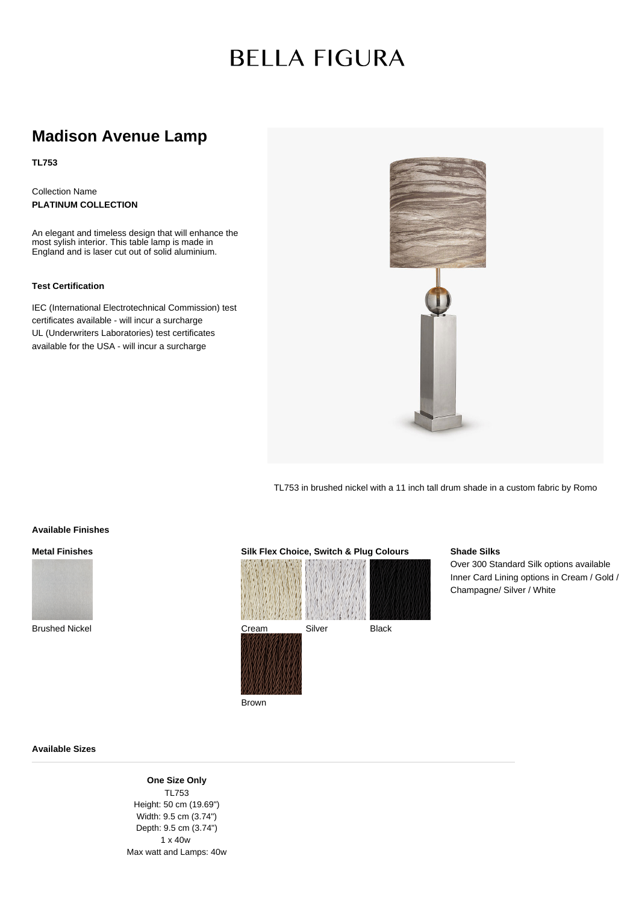# BELLA FIGURA

## Madison Avenue Lamp

**TL753**

Collection Name
**PLATINUM COLLECTION**

An elegant and timeless design that will enhance the most sylish interior. This table lamp is made in England and is laser cut out of solid aluminium.

**Test Certification**

IEC (International Electrotechnical Commission) test certificates available - will incur a surcharge
UL (Underwriters Laboratories) test certificates available for the USA - will incur a surcharge

TL753 in brushed nickel with a 11 inch tall drum shade in a custom fabric by Romo

### Available Finishes

**Metal Finishes**

Brushed Nickel

**Silk Flex Choice, Switch & Plug Colours**

Cream
Silver
Black
Brown

**Shade Silks**

Over 300 Standard Silk options available
Inner Card Lining options in Cream / Gold / Champagne/ Silver / White

### Available Sizes

**One Size Only**
TL753
Height: 50 cm (19.69")
Width: 9.5 cm (3.74")
Depth: 9.5 cm (3.74")
1 x 40w
Max watt and Lamps: 40w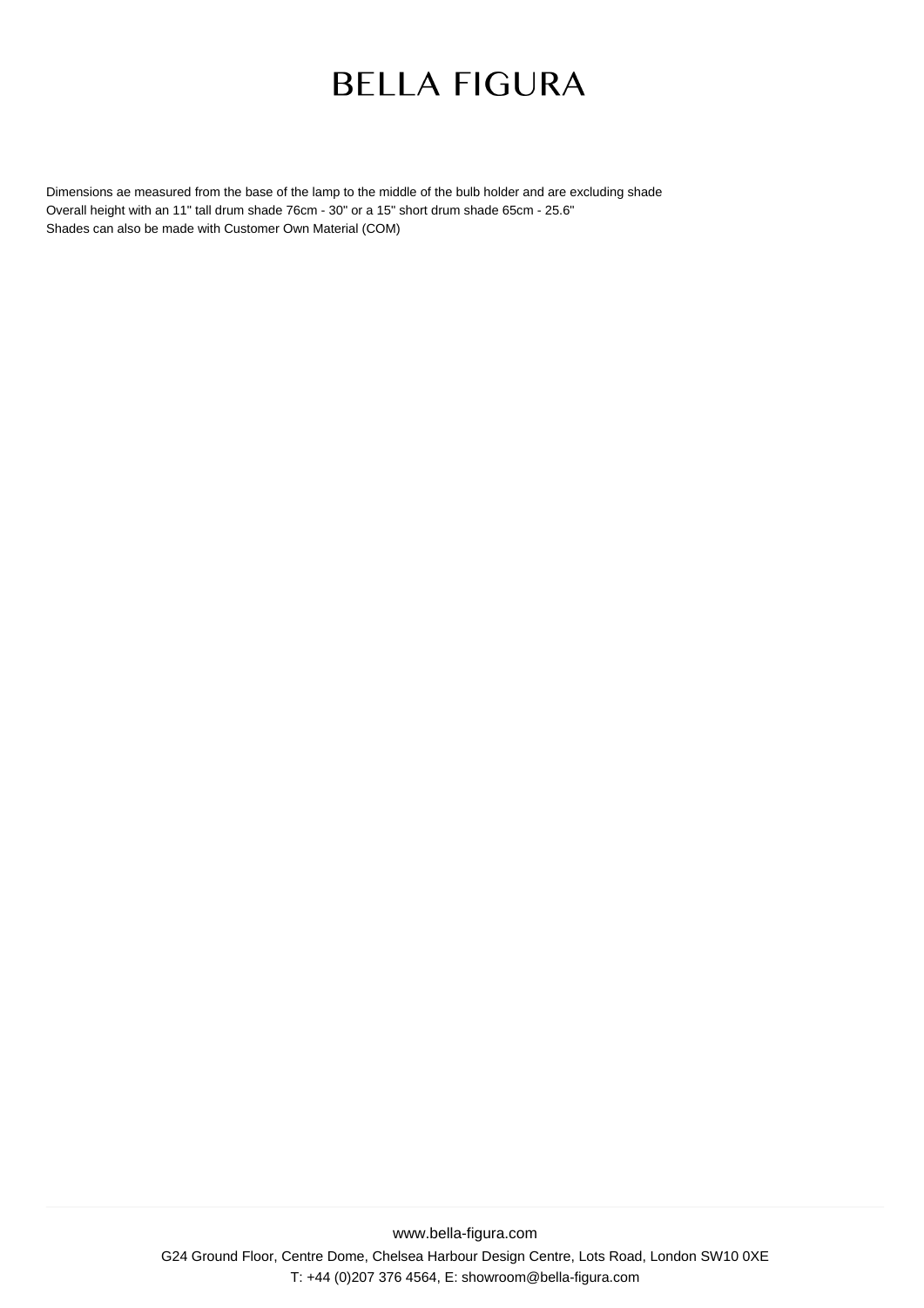Dimensions ae measured from the base of the lamp to the middle of the bulb holder and are excluding shade
Overall height with an 11" tall drum shade 76cm - 30" or a 15" short drum shade 65cm - 25.6"
Shades can also be made with Customer Own Material (COM)